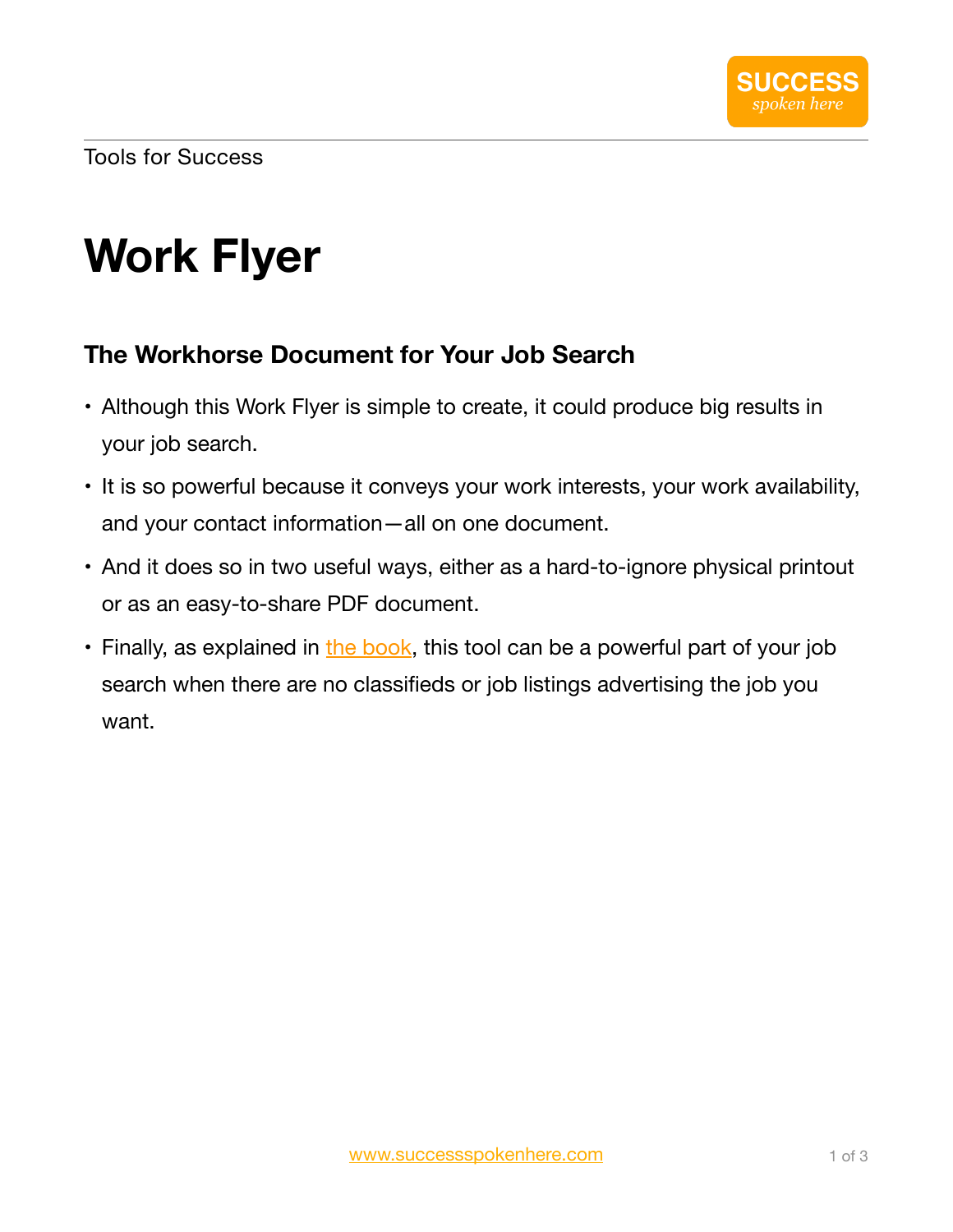Tools for Success

# Work Flyer

## The Workhorse Document for Your Job Search

- Although this Work Flyer is simple to create, it could produce big results in your job search.
- It is so powerful because it conveys your work interests, your work availability, and your contact information—all on one document.
- And it does so in two useful ways, either as a hard-to-ignore physical printout or as an easy-to-share PDF document.
- Finally, as explained in the book, this tool can be a powerful part of your job search when there are no classifieds or job listings advertising the job you want.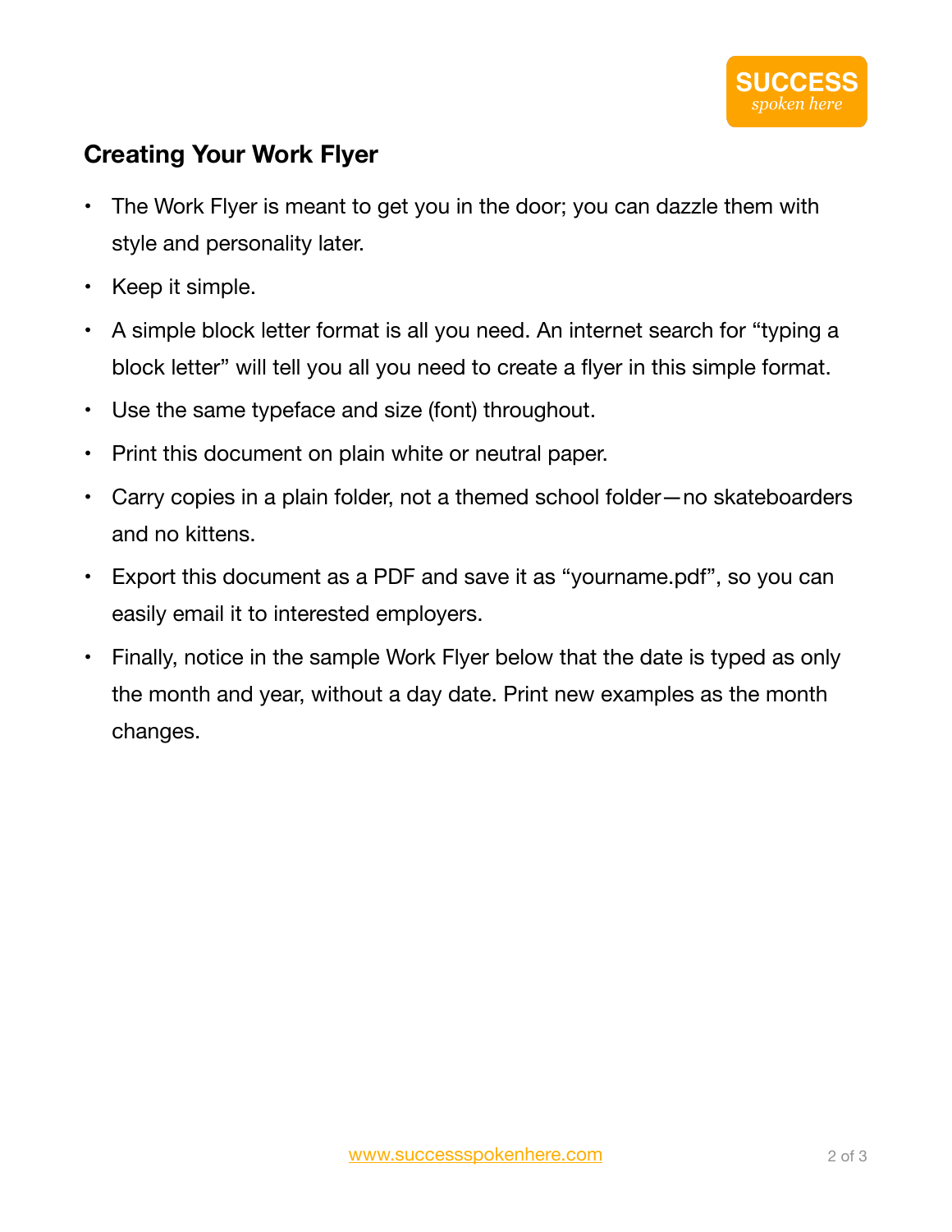## Creating Your Work Flyer

- The Work Flyer is meant to get you in the door; you can dazzle them with style and personality later.
- Keep it simple.
- A simple block letter format is all you need. An internet search for "typing a block letter" will tell you all you need to create a flyer in this simple format.
- Use the same typeface and size (font) throughout.
- Print this document on plain white or neutral paper.
- Carry copies in a plain folder, not a themed school folder—no skateboarders and no kittens.
- Export this document as a PDF and save it as "yourname.pdf", so you can easily email it to interested employers.
- Finally, notice in the sample Work Flyer below that the date is typed as only the month and year, without a day date. Print new examples as the month changes.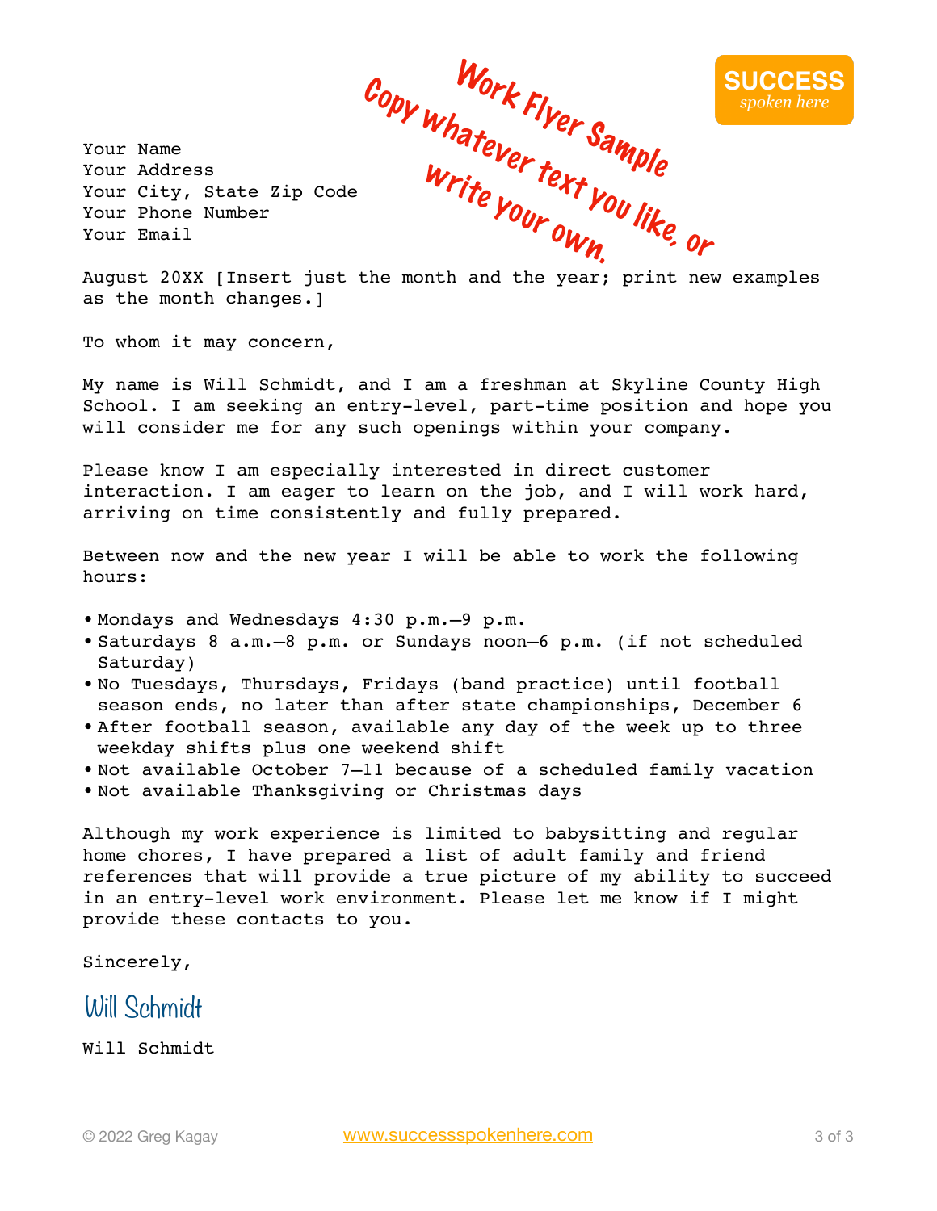**SUCCESS** *spoken here*

**Work Flyer Sample**

**Copy whatever text you like, or write your own.**

Your Name
Your Address
Your City, State Zip Code
Your Phone Number
Your Email

August 20XX [Insert just the month and the year; print new examples as the month changes.]

To whom it may concern,

My name is Will Schmidt, and I am a freshman at Skyline County High School. I am seeking an entry-level, part-time position and hope you will consider me for any such openings within your company.

Please know I am especially interested in direct customer interaction. I am eager to learn on the job, and I will work hard, arriving on time consistently and fully prepared.

Between now and the new year I will be able to work the following hours:

- Mondays and Wednesdays 4:30 p.m.–9 p.m.
- Saturdays 8 a.m.–8 p.m. or Sundays noon–6 p.m. (if not scheduled Saturday)
- No Tuesdays, Thursdays, Fridays (band practice) until football season ends, no later than after state championships, December 6
- After football season, available any day of the week up to three weekday shifts plus one weekend shift
- Not available October 7–11 because of a scheduled family vacation
- Not available Thanksgiving or Christmas days

Although my work experience is limited to babysitting and regular home chores, I have prepared a list of adult family and friend references that will provide a true picture of my ability to succeed in an entry-level work environment. Please let me know if I might provide these contacts to you.

Sincerely,

*Will Schmidt*

Will Schmidt

© 2022 Greg Kagay www.successspokenhere.com